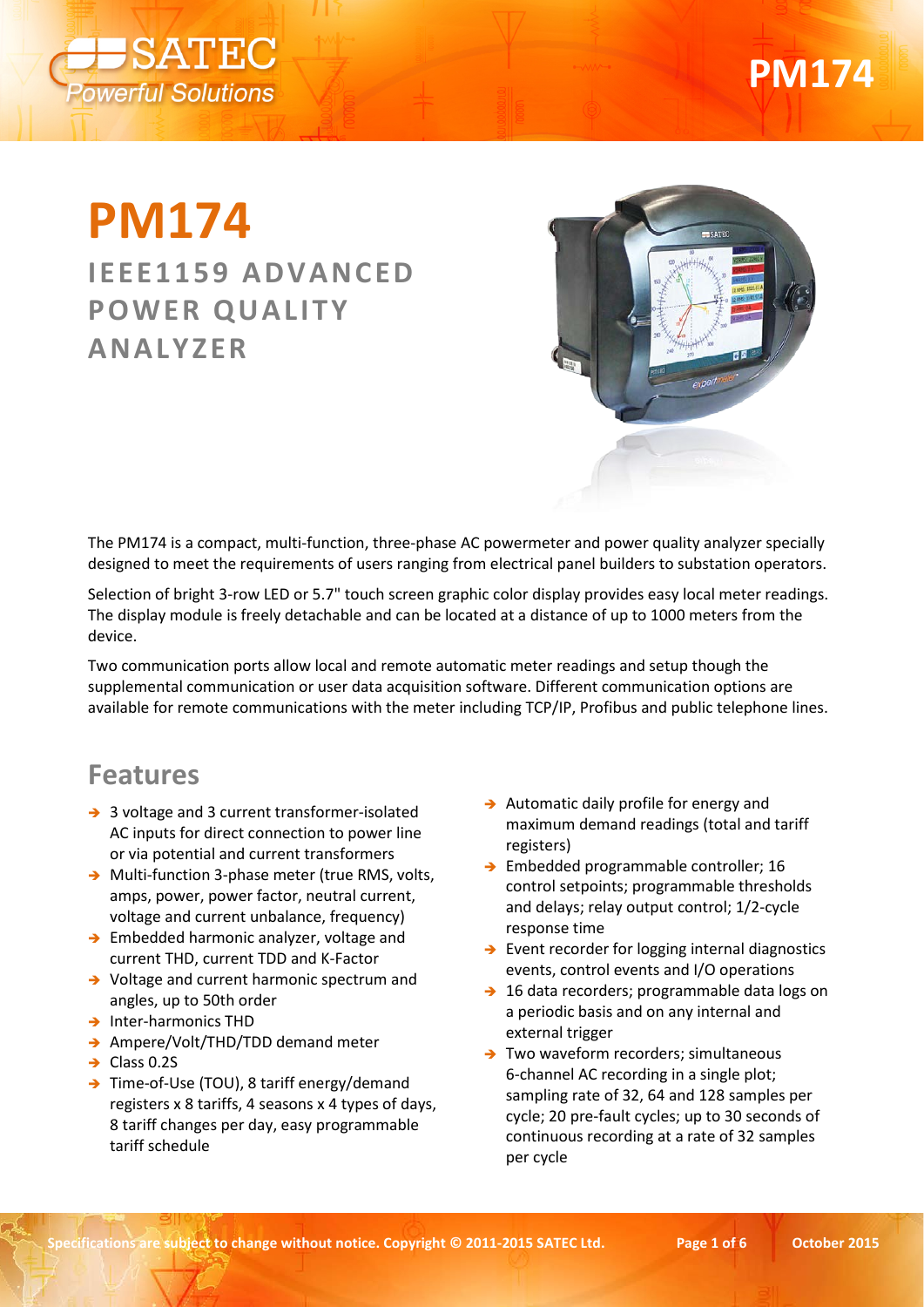# PM174

## IEEE1159 ADVANCED POWER QUALITY ANALYZER

The PM174 is a compact, multi-function, three-phase AC powermeter and power quality analyzer specially designed to meet the requirements of users ranging from electrical panel builders to substation operators.

Selection of bright 3-row LED or 5.7" touch screen graphic color display provides easy local meter readings. The display module is freely detachable and can be located at a distance of up to 1000 meters from the device.

Two communication ports allow local and remote automatic meter readings and setup though the supplemental communication or user data acquisition software. Different communication options are available for remote communications with the meter including TCP/IP, Profibus and public telephone lines.

## Features

- 3 voltage and 3 current transformer-isolated AC inputs for direct connection to power line or via potential and current transformers
- Multi-function 3-phase meter (true RMS, volts, amps, power, power factor, neutral current, voltage and current unbalance, frequency)
- Embedded harmonic analyzer, voltage and current THD, current TDD and K-Factor
- Voltage and current harmonic spectrum and angles, up to 50th order
- Inter-harmonics THD
- Ampere/Volt/THD/TDD demand meter
- Class 0.2S
- Time-of-Use (TOU), 8 tariff energy/demand registers x 8 tariffs, 4 seasons x 4 types of days, 8 tariff changes per day, easy programmable tariff schedule
- Automatic daily profile for energy and maximum demand readings (total and tariff registers)
- Embedded programmable controller; 16 control setpoints; programmable thresholds and delays; relay output control; 1/2-cycle response time
- Event recorder for logging internal diagnostics events, control events and I/O operations
- 16 data recorders; programmable data logs on a periodic basis and on any internal and external trigger
- Two waveform recorders; simultaneous 6-channel AC recording in a single plot; sampling rate of 32, 64 and 128 samples per cycle; 20 pre-fault cycles; up to 30 seconds of continuous recording at a rate of 32 samples per cycle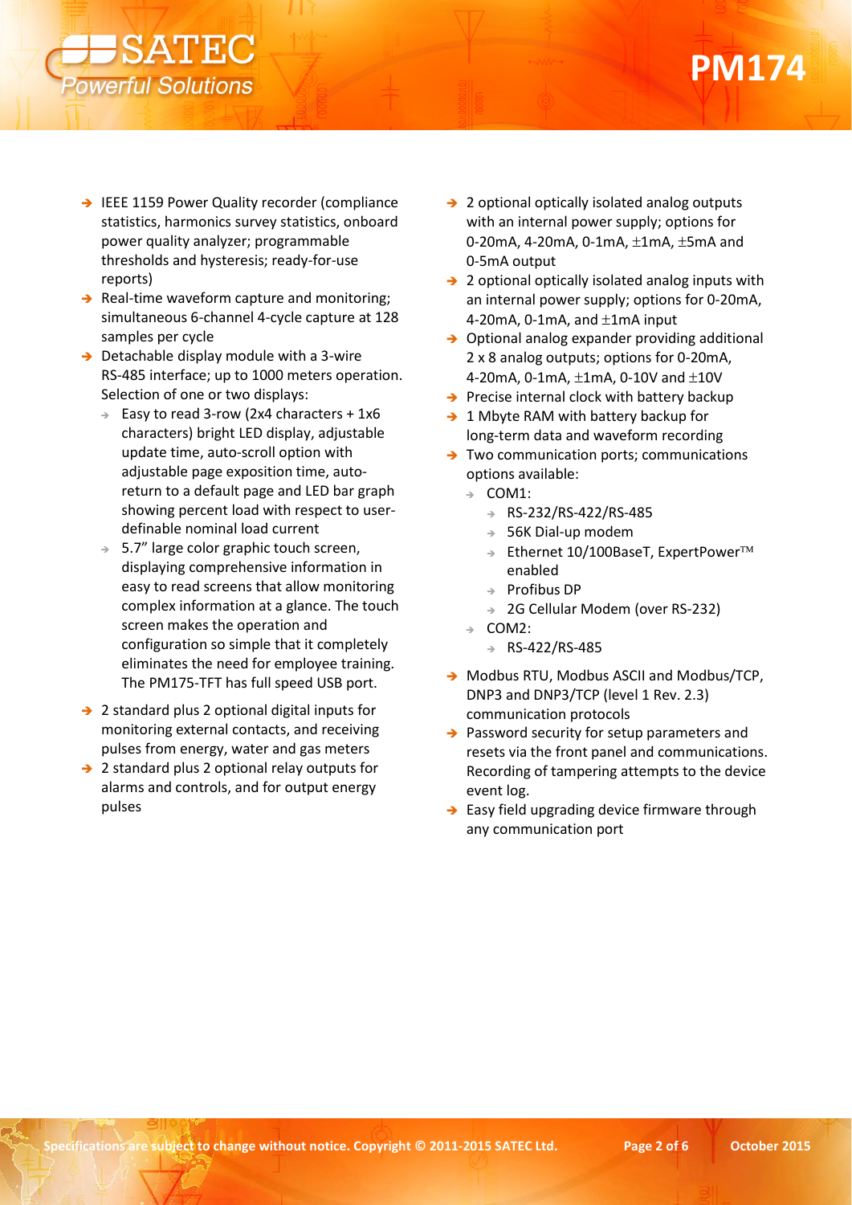- IEEE 1159 Power Quality recorder (compliance statistics, harmonics survey statistics, onboard power quality analyzer; programmable thresholds and hysteresis; ready-for-use reports)
- Real-time waveform capture and monitoring; simultaneous 6-channel 4-cycle capture at 128 samples per cycle
- Detachable display module with a 3-wire RS-485 interface; up to 1000 meters operation. Selection of one or two displays:
  - Easy to read 3-row (2x4 characters + 1x6 characters) bright LED display, adjustable update time, auto-scroll option with adjustable page exposition time, auto-return to a default page and LED bar graph showing percent load with respect to user-definable nominal load current
  - 5.7" large color graphic touch screen, displaying comprehensive information in easy to read screens that allow monitoring complex information at a glance. The touch screen makes the operation and configuration so simple that it completely eliminates the need for employee training. The PM175-TFT has full speed USB port.
- 2 standard plus 2 optional digital inputs for monitoring external contacts, and receiving pulses from energy, water and gas meters
- 2 standard plus 2 optional relay outputs for alarms and controls, and for output energy pulses
- 2 optional optically isolated analog outputs with an internal power supply; options for 0-20mA, 4-20mA, 0-1mA, ±1mA, ±5mA and 0-5mA output
- 2 optional optically isolated analog inputs with an internal power supply; options for 0-20mA, 4-20mA, 0-1mA, and ±1mA input
- Optional analog expander providing additional 2 x 8 analog outputs; options for 0-20mA, 4-20mA, 0-1mA, ±1mA, 0-10V and ±10V
- Precise internal clock with battery backup
- 1 Mbyte RAM with battery backup for long-term data and waveform recording
- Two communication ports; communications options available:
  - COM1:
    - RS-232/RS-422/RS-485
    - 56K Dial-up modem
    - Ethernet 10/100BaseT, ExpertPower™ enabled
    - Profibus DP
    - 2G Cellular Modem (over RS-232)
  - COM2:
    - RS-422/RS-485
- Modbus RTU, Modbus ASCII and Modbus/TCP, DNP3 and DNP3/TCP (level 1 Rev. 2.3) communication protocols
- Password security for setup parameters and resets via the front panel and communications. Recording of tampering attempts to the device event log.
- Easy field upgrading device firmware through any communication port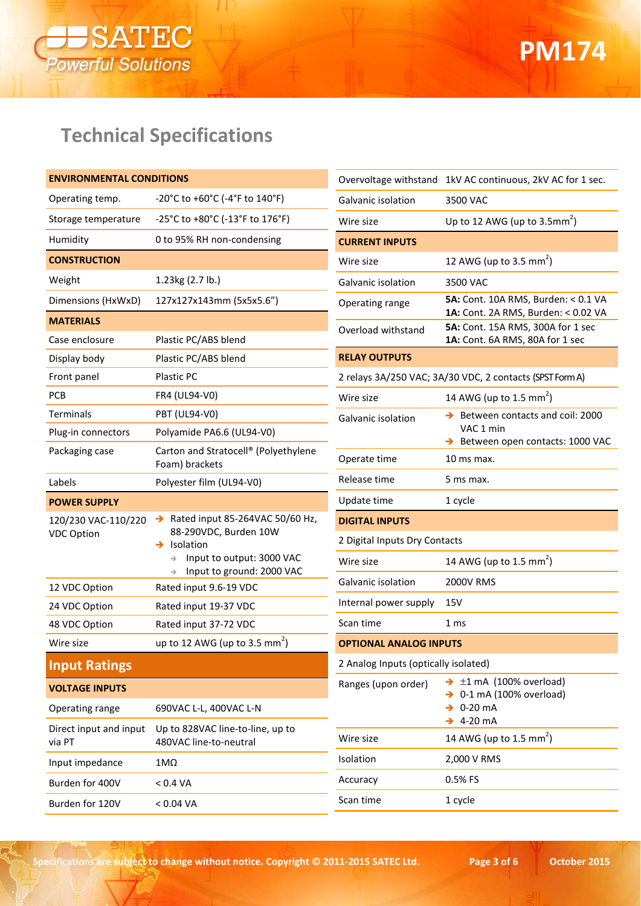# Technical Specifications

| ENVIRONMENTAL CONDITIONS | |
|---|---|
| Operating temp. | -20°C to +60°C (-4°F to 140°F) |
| Storage temperature | -25°C to +80°C (-13°F to 176°F) |
| Humidity | 0 to 95% RH non-condensing |
| **CONSTRUCTION** | |
| Weight | 1.23kg (2.7 lb.) |
| Dimensions (HxWxD) | 127x127x143mm (5x5x5.6") |
| **MATERIALS** | |
| Case enclosure | Plastic PC/ABS blend |
| Display body | Plastic PC/ABS blend |
| Front panel | Plastic PC |
| PCB | FR4 (UL94-V0) |
| Terminals | PBT (UL94-V0) |
| Plug-in connectors | Polyamide PA6.6 (UL94-V0) |
| Packaging case | Carton and Stratocell® (Polyethylene Foam) brackets |
| Labels | Polyester film (UL94-V0) |
| **POWER SUPPLY** | |
| 120/230 VAC-110/220 VDC Option | ➔ Rated input 85-264VAC 50/60 Hz, 88-290VDC, Burden 10W<br>➔ Isolation<br>➔ Input to output: 3000 VAC<br>➔ Input to ground: 2000 VAC |
| 12 VDC Option | Rated input 9.6-19 VDC |
| 24 VDC Option | Rated input 19-37 VDC |
| 48 VDC Option | Rated input 37-72 VDC |
| Wire size | up to 12 AWG (up to 3.5 mm²) |

## Input Ratings

| VOLTAGE INPUTS | |
|---|---|
| Operating range | 690VAC L-L, 400VAC L-N |
| Direct input and input via PT | Up to 828VAC line-to-line, up to 480VAC line-to-neutral |
| Input impedance | 1MΩ |
| Burden for 400V | < 0.4 VA |
| Burden for 120V | < 0.04 VA |
| Overvoltage withstand | 1kV AC continuous, 2kV AC for 1 sec. |
| Galvanic isolation | 3500 VAC |
| Wire size | Up to 12 AWG (up to 3.5mm²) |

| CURRENT INPUTS | |
|---|---|
| Wire size | 12 AWG (up to 3.5 mm²) |
| Galvanic isolation | 3500 VAC |
| Operating range | **5A:** Cont. 10A RMS, Burden: < 0.1 VA<br>**1A:** Cont. 2A RMS, Burden: < 0.02 VA |
| Overload withstand | **5A:** Cont. 15A RMS, 300A for 1 sec<br>**1A:** Cont. 6A RMS, 80A for 1 sec |

| RELAY OUTPUTS | |
|---|---|
| 2 relays 3A/250 VAC; 3A/30 VDC, 2 contacts (SPST Form A) | |
| Wire size | 14 AWG (up to 1.5 mm²) |
| Galvanic isolation | ➔ Between contacts and coil: 2000 VAC 1 min<br>➔ Between open contacts: 1000 VAC |
| Operate time | 10 ms max. |
| Release time | 5 ms max. |
| Update time | 1 cycle |

| DIGITAL INPUTS | |
|---|---|
| 2 Digital Inputs Dry Contacts | |
| Wire size | 14 AWG (up to 1.5 mm²) |
| Galvanic isolation | 2000V RMS |
| Internal power supply | 15V |
| Scan time | 1 ms |

| OPTIONAL ANALOG INPUTS | |
|---|---|
| 2 Analog Inputs (optically isolated) | |
| Ranges (upon order) | ➔ ±1 mA (100% overload)<br>➔ 0-1 mA (100% overload)<br>➔ 0-20 mA<br>➔ 4-20 mA |
| Wire size | 14 AWG (up to 1.5 mm²) |
| Isolation | 2,000 V RMS |
| Accuracy | 0.5% FS |
| Scan time | 1 cycle |

Specifications are subject to change without notice. Copyright © 2011-2015 SATEC Ltd.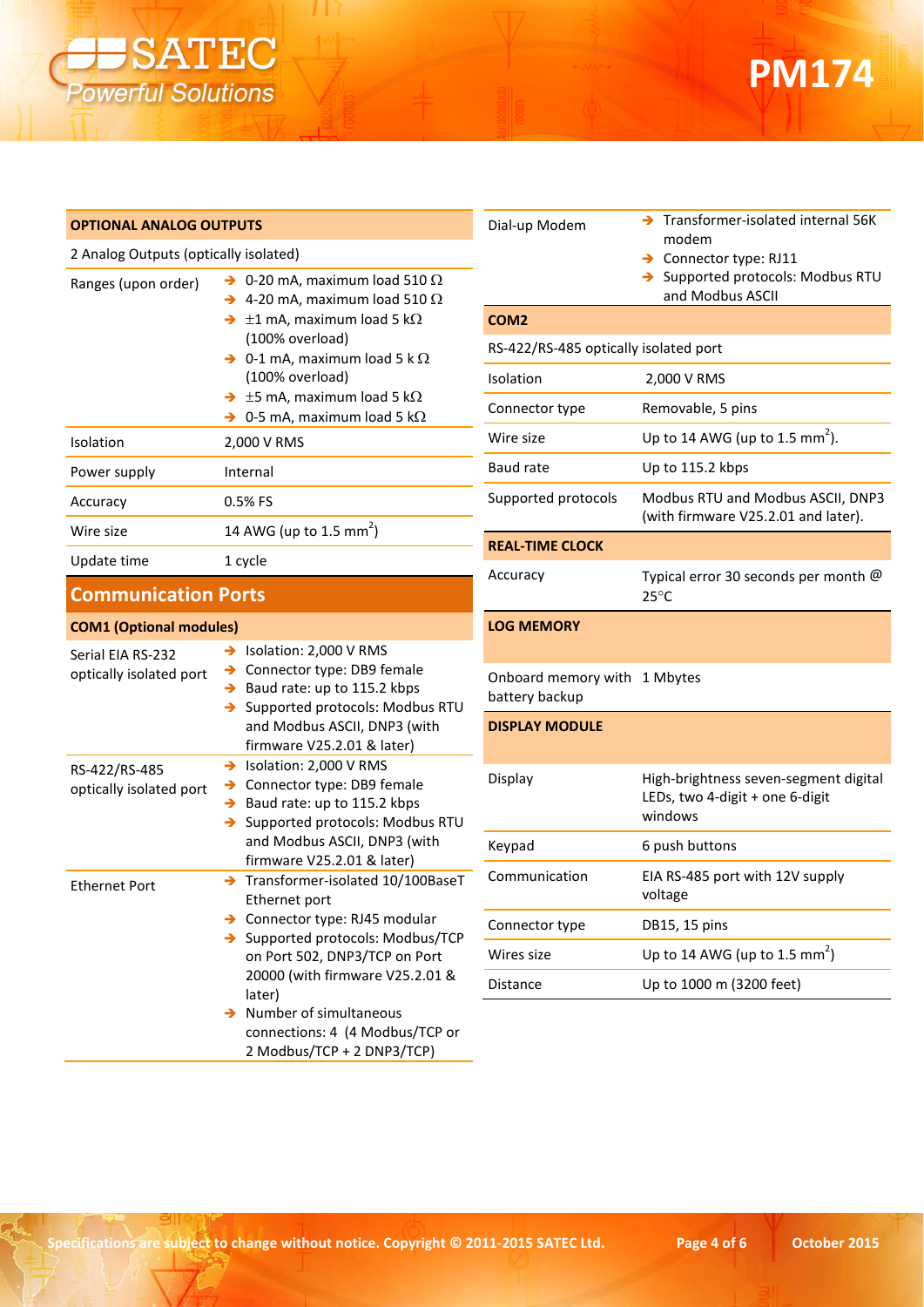| OPTIONAL ANALOG OUTPUTS | |
|---|---|
| 2 Analog Outputs (optically isolated) | |
| Ranges (upon order) | ➔ 0-20 mA, maximum load 510 Ω<br>➔ 4-20 mA, maximum load 510 Ω<br>➔ ±1 mA, maximum load 5 kΩ (100% overload)<br>➔ 0-1 mA, maximum load 5 k Ω (100% overload)<br>➔ ±5 mA, maximum load 5 kΩ<br>➔ 0-5 mA, maximum load 5 kΩ |
| Isolation | 2,000 V RMS |
| Power supply | Internal |
| Accuracy | 0.5% FS |
| Wire size | 14 AWG (up to 1.5 mm$^2$) |
| Update time | 1 cycle |

## Communication Ports

| COM1 (Optional modules) | |
|---|---|
| Serial EIA RS-232 optically isolated port | ➔ Isolation: 2,000 V RMS<br>➔ Connector type: DB9 female<br>➔ Baud rate: up to 115.2 kbps<br>➔ Supported protocols: Modbus RTU and Modbus ASCII, DNP3 (with firmware V25.2.01 & later) |
| RS-422/RS-485 optically isolated port | ➔ Isolation: 2,000 V RMS<br>➔ Connector type: DB9 female<br>➔ Baud rate: up to 115.2 kbps<br>➔ Supported protocols: Modbus RTU and Modbus ASCII, DNP3 (with firmware V25.2.01 & later) |
| Ethernet Port | ➔ Transformer-isolated 10/100BaseT Ethernet port<br>➔ Connector type: RJ45 modular<br>➔ Supported protocols: Modbus/TCP on Port 502, DNP3/TCP on Port 20000 (with firmware V25.2.01 & later)<br>➔ Number of simultaneous connections: 4 (4 Modbus/TCP or 2 Modbus/TCP + 2 DNP3/TCP) |
| Dial-up Modem | ➔ Transformer-isolated internal 56K modem<br>➔ Connector type: RJ11<br>➔ Supported protocols: Modbus RTU and Modbus ASCII |

| COM2 | |
|---|---|
| RS-422/RS-485 optically isolated port | |
| Isolation | 2,000 V RMS |
| Connector type | Removable, 5 pins |
| Wire size | Up to 14 AWG (up to 1.5 mm$^2$). |
| Baud rate | Up to 115.2 kbps |
| Supported protocols | Modbus RTU and Modbus ASCII, DNP3 (with firmware V25.2.01 and later). |

| REAL-TIME CLOCK | |
|---|---|
| Accuracy | Typical error 30 seconds per month @ 25°C |

| LOG MEMORY | |
|---|---|
| Onboard memory with battery backup | 1 Mbytes |

| DISPLAY MODULE | |
|---|---|
| Display | High-brightness seven-segment digital LEDs, two 4-digit + one 6-digit windows |
| Keypad | 6 push buttons |
| Communication | EIA RS-485 port with 12V supply voltage |
| Connector type | DB15, 15 pins |
| Wires size | Up to 14 AWG (up to 1.5 mm$^2$) |
| Distance | Up to 1000 m (3200 feet) |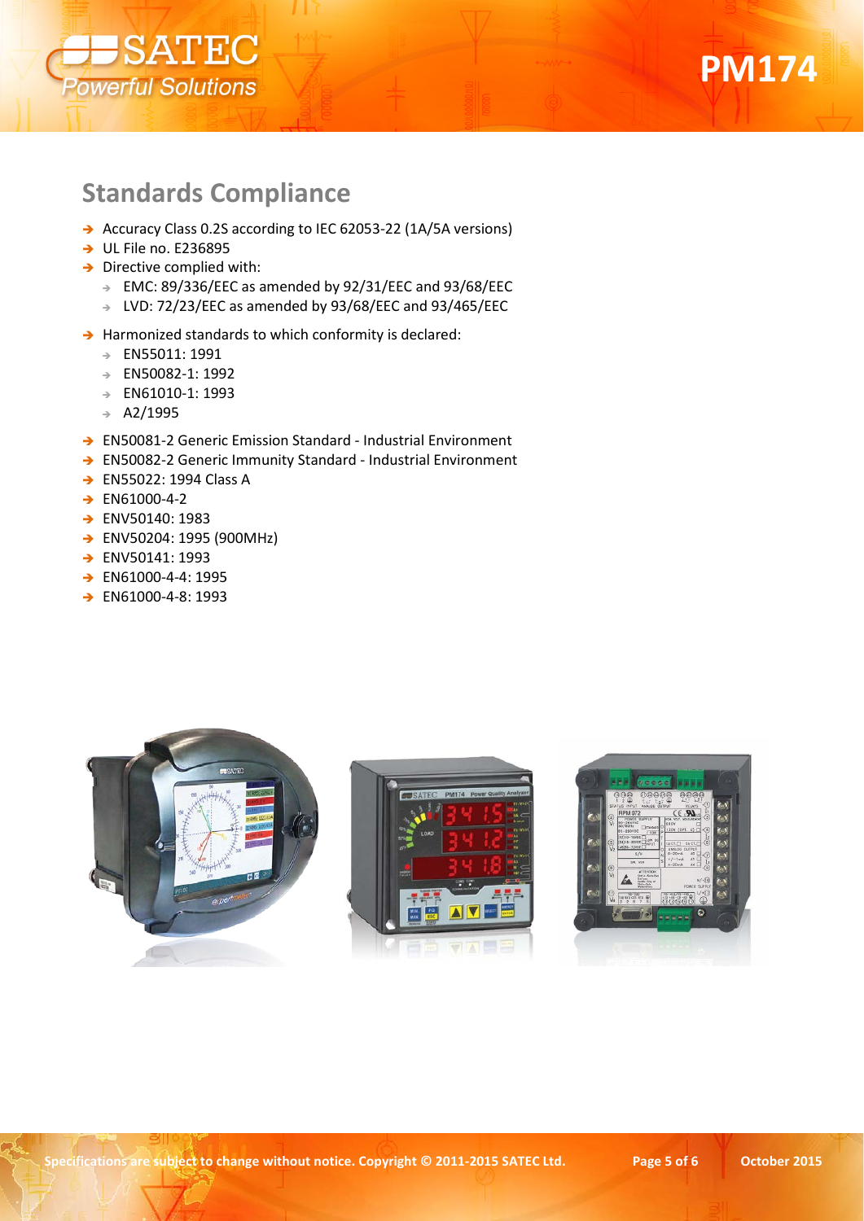## Standards Compliance

- Accuracy Class 0.2S according to IEC 62053-22 (1A/5A versions)
- UL File no. E236895
- Directive complied with:
  - EMC: 89/336/EEC as amended by 92/31/EEC and 93/68/EEC
  - LVD: 72/23/EEC as amended by 93/68/EEC and 93/465/EEC
- Harmonized standards to which conformity is declared:
  - EN55011: 1991
  - EN50082-1: 1992
  - EN61010-1: 1993
  - A2/1995
- EN50081-2 Generic Emission Standard - Industrial Environment
- EN50082-2 Generic Immunity Standard - Industrial Environment
- EN55022: 1994 Class A
- EN61000-4-2
- ENV50140: 1983
- ENV50204: 1995 (900MHz)
- ENV50141: 1993
- EN61000-4-4: 1995
- EN61000-4-8: 1993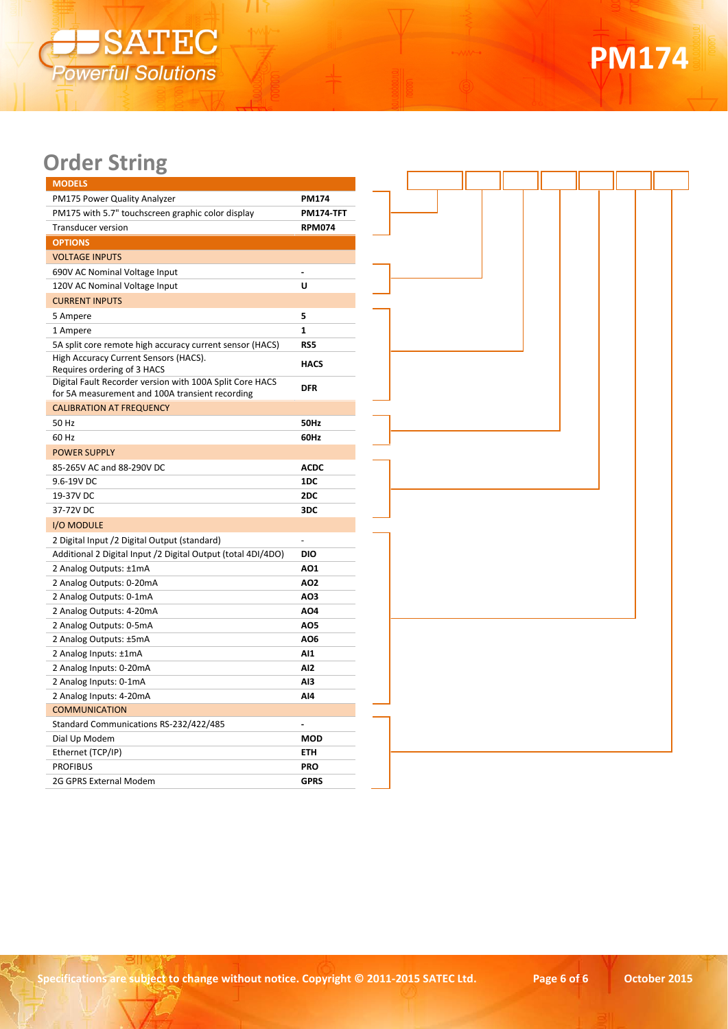## Order String

| MODELS | |
|---|---|
| PM175 Power Quality Analyzer | **PM174** |
| PM175 with 5.7" touchscreen graphic color display | **PM174-TFT** |
| Transducer version | **RPM074** |
| **OPTIONS** | |
| VOLTAGE INPUTS | |
| 690V AC Nominal Voltage Input | - |
| 120V AC Nominal Voltage Input | **U** |
| CURRENT INPUTS | |
| 5 Ampere | **5** |
| 1 Ampere | **1** |
| 5A split core remote high accuracy current sensor (HACS) | **RS5** |
| High Accuracy Current Sensors (HACS). Requires ordering of 3 HACS | **HACS** |
| Digital Fault Recorder version with 100A Split Core HACS for 5A measurement and 100A transient recording | **DFR** |
| CALIBRATION AT FREQUENCY | |
| 50 Hz | **50Hz** |
| 60 Hz | **60Hz** |
| POWER SUPPLY | |
| 85-265V AC and 88-290V DC | **ACDC** |
| 9.6-19V DC | **1DC** |
| 19-37V DC | **2DC** |
| 37-72V DC | **3DC** |
| I/O MODULE | |
| 2 Digital Input /2 Digital Output (standard) | - |
| Additional 2 Digital Input /2 Digital Output (total 4DI/4DO) | **DIO** |
| 2 Analog Outputs: ±1mA | **AO1** |
| 2 Analog Outputs: 0-20mA | **AO2** |
| 2 Analog Outputs: 0-1mA | **AO3** |
| 2 Analog Outputs: 4-20mA | **AO4** |
| 2 Analog Outputs: 0-5mA | **AO5** |
| 2 Analog Outputs: ±5mA | **AO6** |
| 2 Analog Inputs: ±1mA | **AI1** |
| 2 Analog Inputs: 0-20mA | **AI2** |
| 2 Analog Inputs: 0-1mA | **AI3** |
| 2 Analog Inputs: 4-20mA | **AI4** |
| COMMUNICATION | |
| Standard Communications RS-232/422/485 | - |
| Dial Up Modem | **MOD** |
| Ethernet (TCP/IP) | **ETH** |
| PROFIBUS | **PRO** |
| 2G GPRS External Modem | **GPRS** |